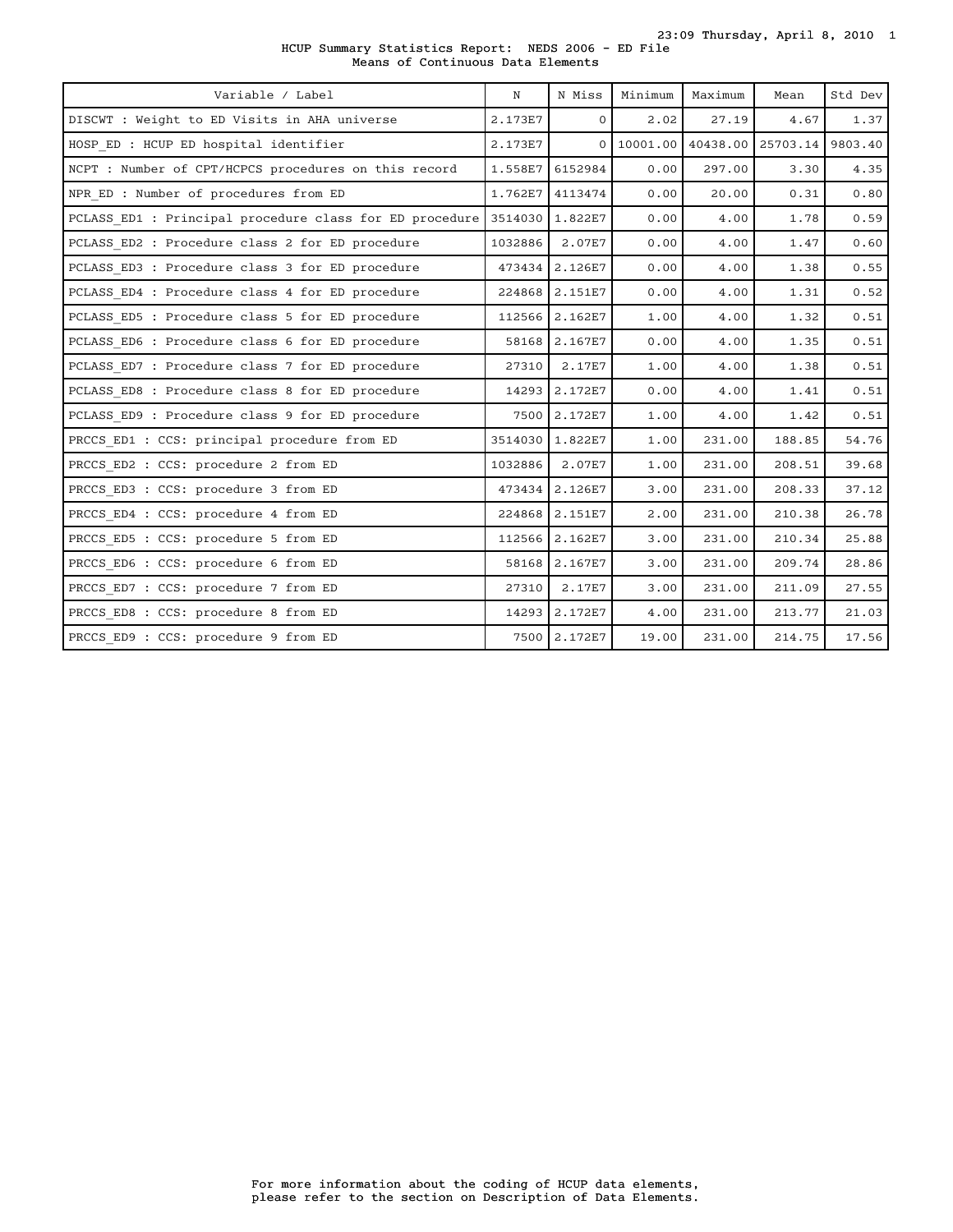# HCUP Summary Statistics Report: NEDS 2006 - ED File

## Means of Continuous Data Elements

| Variable / Label | N | N Miss | Minimum | Maximum | Mean | Std Dev |
|---|---|---|---|---|---|---|
| DISCWT : Weight to ED Visits in AHA universe | 2.173E7 | 0 | 2.02 | 27.19 | 4.67 | 1.37 |
| HOSP_ED : HCUP ED hospital identifier | 2.173E7 | 0 | 10001.00 | 40438.00 | 25703.14 | 9803.40 |
| NCPT : Number of CPT/HCPCS procedures on this record | 1.558E7 | 6152984 | 0.00 | 297.00 | 3.30 | 4.35 |
| NPR_ED : Number of procedures from ED | 1.762E7 | 4113474 | 0.00 | 20.00 | 0.31 | 0.80 |
| PCLASS_ED1 : Principal procedure class for ED procedure | 3514030 | 1.822E7 | 0.00 | 4.00 | 1.78 | 0.59 |
| PCLASS_ED2 : Procedure class 2 for ED procedure | 1032886 | 2.07E7 | 0.00 | 4.00 | 1.47 | 0.60 |
| PCLASS_ED3 : Procedure class 3 for ED procedure | 473434 | 2.126E7 | 0.00 | 4.00 | 1.38 | 0.55 |
| PCLASS_ED4 : Procedure class 4 for ED procedure | 224868 | 2.151E7 | 0.00 | 4.00 | 1.31 | 0.52 |
| PCLASS_ED5 : Procedure class 5 for ED procedure | 112566 | 2.162E7 | 1.00 | 4.00 | 1.32 | 0.51 |
| PCLASS_ED6 : Procedure class 6 for ED procedure | 58168 | 2.167E7 | 0.00 | 4.00 | 1.35 | 0.51 |
| PCLASS_ED7 : Procedure class 7 for ED procedure | 27310 | 2.17E7 | 1.00 | 4.00 | 1.38 | 0.51 |
| PCLASS_ED8 : Procedure class 8 for ED procedure | 14293 | 2.172E7 | 0.00 | 4.00 | 1.41 | 0.51 |
| PCLASS_ED9 : Procedure class 9 for ED procedure | 7500 | 2.172E7 | 1.00 | 4.00 | 1.42 | 0.51 |
| PRCCS_ED1 : CCS: principal procedure from ED | 3514030 | 1.822E7 | 1.00 | 231.00 | 188.85 | 54.76 |
| PRCCS_ED2 : CCS: procedure 2 from ED | 1032886 | 2.07E7 | 1.00 | 231.00 | 208.51 | 39.68 |
| PRCCS_ED3 : CCS: procedure 3 from ED | 473434 | 2.126E7 | 3.00 | 231.00 | 208.33 | 37.12 |
| PRCCS_ED4 : CCS: procedure 4 from ED | 224868 | 2.151E7 | 2.00 | 231.00 | 210.38 | 26.78 |
| PRCCS_ED5 : CCS: procedure 5 from ED | 112566 | 2.162E7 | 3.00 | 231.00 | 210.34 | 25.88 |
| PRCCS_ED6 : CCS: procedure 6 from ED | 58168 | 2.167E7 | 3.00 | 231.00 | 209.74 | 28.86 |
| PRCCS_ED7 : CCS: procedure 7 from ED | 27310 | 2.17E7 | 3.00 | 231.00 | 211.09 | 27.55 |
| PRCCS_ED8 : CCS: procedure 8 from ED | 14293 | 2.172E7 | 4.00 | 231.00 | 213.77 | 21.03 |
| PRCCS_ED9 : CCS: procedure 9 from ED | 7500 | 2.172E7 | 19.00 | 231.00 | 214.75 | 17.56 |

For more information about the coding of HCUP data elements, please refer to the section on Description of Data Elements.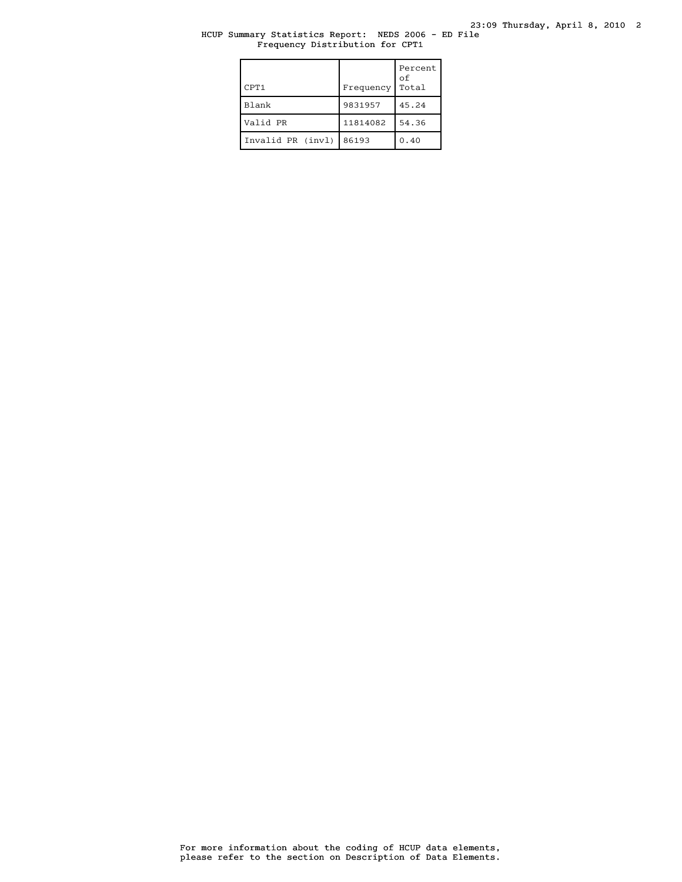HCUP Summary Statistics Report: NEDS 2006 - ED File
Frequency Distribution for CPT1

| CPT1 | Frequency | Percent of Total |
|---|---|---|
| Blank | 9831957 | 45.24 |
| Valid PR | 11814082 | 54.36 |
| Invalid PR (invl) | 86193 | 0.40 |

For more information about the coding of HCUP data elements, please refer to the section on Description of Data Elements.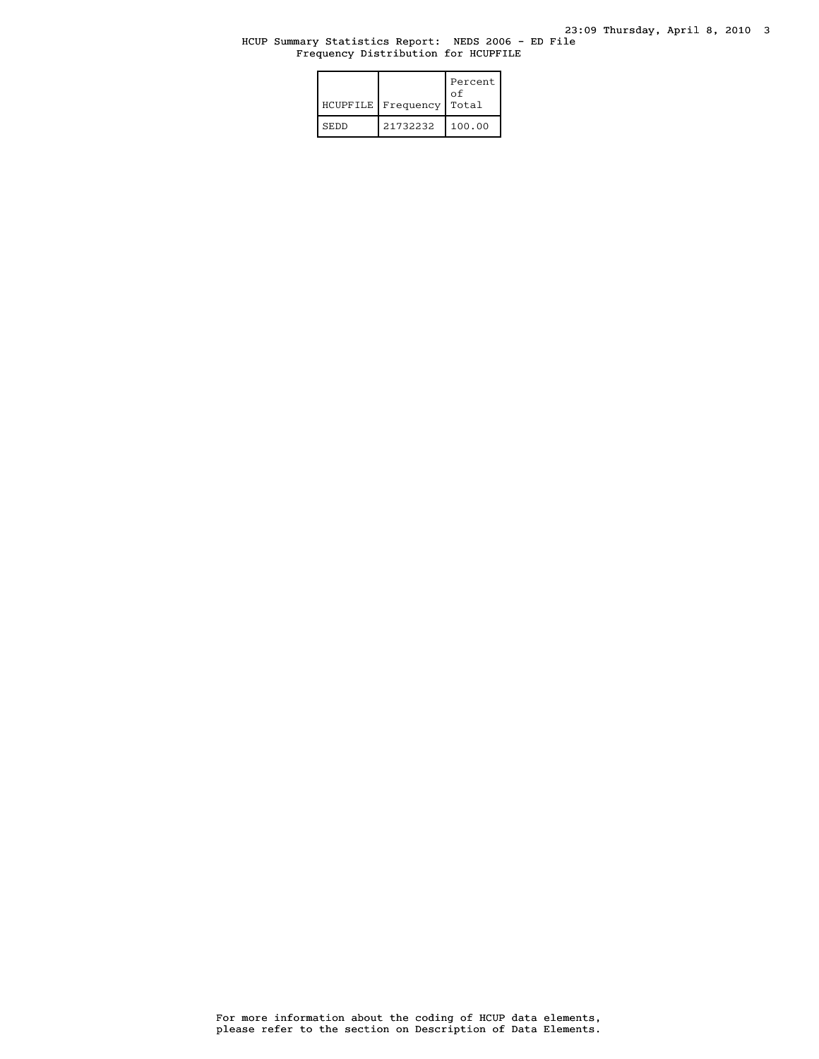HCUP Summary Statistics Report: NEDS 2006 - ED File
Frequency Distribution for HCUPFILE

| HCUPFILE | Frequency | Percent of Total |
| --- | --- | --- |
| SEDD | 21732232 | 100.00 |

For more information about the coding of HCUP data elements, please refer to the section on Description of Data Elements.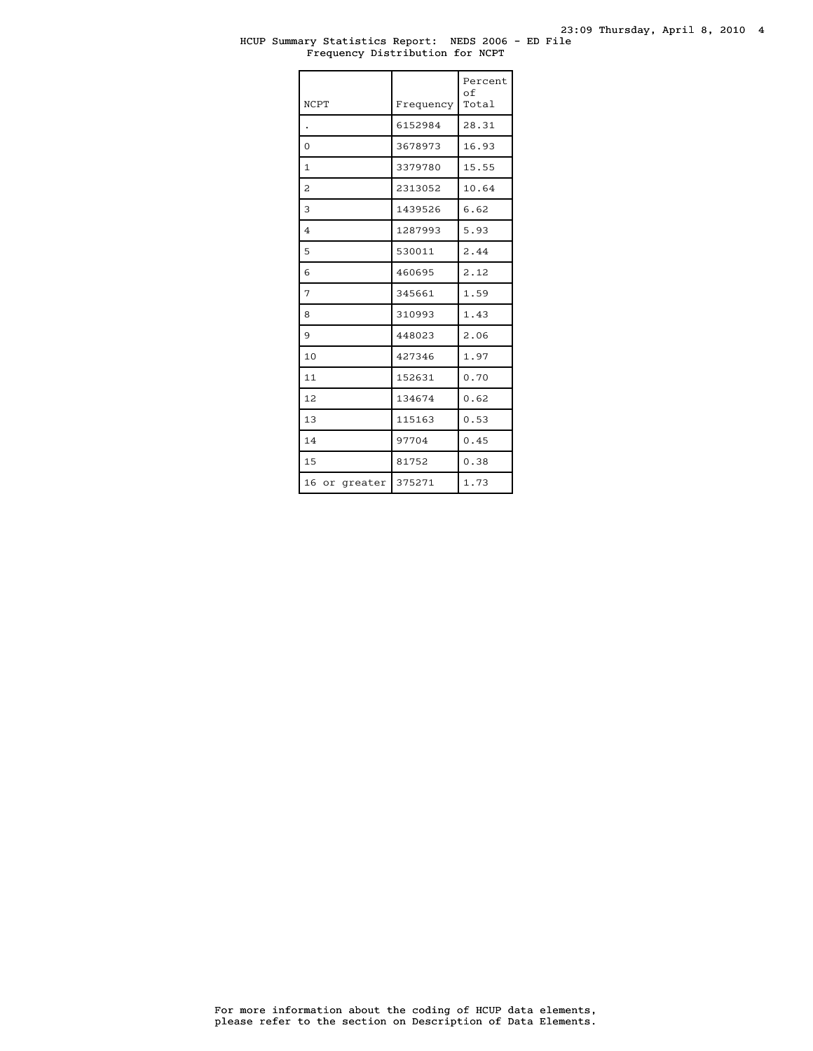HCUP Summary Statistics Report: NEDS 2006 - ED File
Frequency Distribution for NCPT

| NCPT | Frequency | Percent of Total |
|---|---|---|
| . | 6152984 | 28.31 |
| 0 | 3678973 | 16.93 |
| 1 | 3379780 | 15.55 |
| 2 | 2313052 | 10.64 |
| 3 | 1439526 | 6.62 |
| 4 | 1287993 | 5.93 |
| 5 | 530011 | 2.44 |
| 6 | 460695 | 2.12 |
| 7 | 345661 | 1.59 |
| 8 | 310993 | 1.43 |
| 9 | 448023 | 2.06 |
| 10 | 427346 | 1.97 |
| 11 | 152631 | 0.70 |
| 12 | 134674 | 0.62 |
| 13 | 115163 | 0.53 |
| 14 | 97704 | 0.45 |
| 15 | 81752 | 0.38 |
| 16 or greater | 375271 | 1.73 |

For more information about the coding of HCUP data elements, please refer to the section on Description of Data Elements.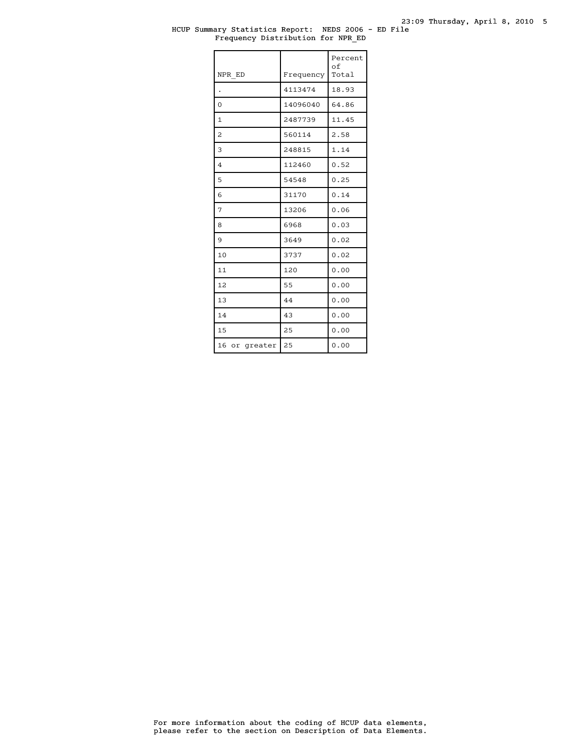HCUP Summary Statistics Report: NEDS 2006 - ED File
Frequency Distribution for NPR_ED

| NPR_ED | Frequency | Percent of Total |
|---|---|---|
| . | 4113474 | 18.93 |
| 0 | 14096040 | 64.86 |
| 1 | 2487739 | 11.45 |
| 2 | 560114 | 2.58 |
| 3 | 248815 | 1.14 |
| 4 | 112460 | 0.52 |
| 5 | 54548 | 0.25 |
| 6 | 31170 | 0.14 |
| 7 | 13206 | 0.06 |
| 8 | 6968 | 0.03 |
| 9 | 3649 | 0.02 |
| 10 | 3737 | 0.02 |
| 11 | 120 | 0.00 |
| 12 | 55 | 0.00 |
| 13 | 44 | 0.00 |
| 14 | 43 | 0.00 |
| 15 | 25 | 0.00 |
| 16 or greater | 25 | 0.00 |

For more information about the coding of HCUP data elements, please refer to the section on Description of Data Elements.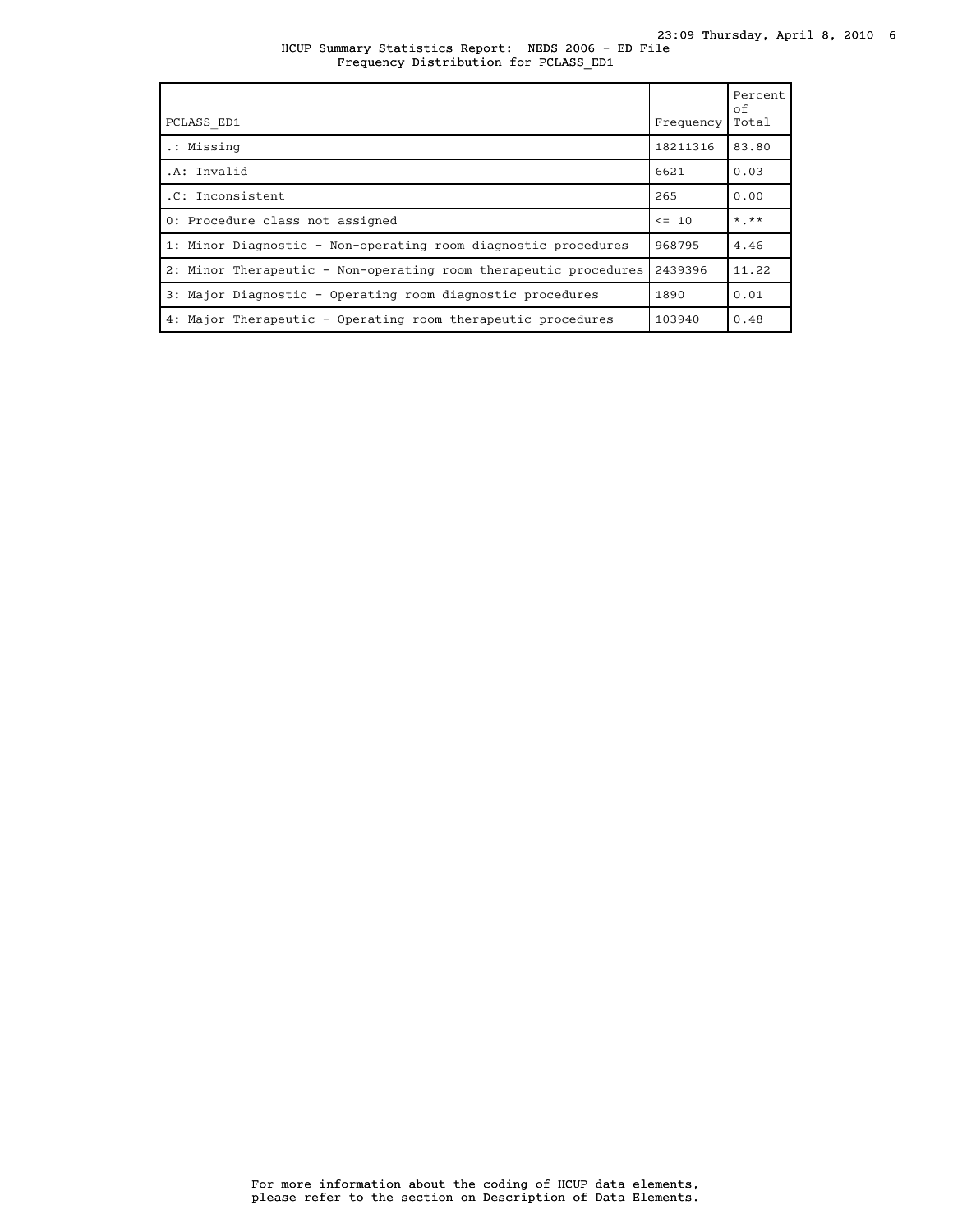HCUP Summary Statistics Report: NEDS 2006 - ED File
Frequency Distribution for PCLASS_ED1

| PCLASS_ED1 | Frequency | Percent of Total |
|---|---|---|
| .: Missing | 18211316 | 83.80 |
| .A: Invalid | 6621 | 0.03 |
| .C: Inconsistent | 265 | 0.00 |
| 0: Procedure class not assigned | <= 10 | *.** |
| 1: Minor Diagnostic - Non-operating room diagnostic procedures | 968795 | 4.46 |
| 2: Minor Therapeutic - Non-operating room therapeutic procedures | 2439396 | 11.22 |
| 3: Major Diagnostic - Operating room diagnostic procedures | 1890 | 0.01 |
| 4: Major Therapeutic - Operating room therapeutic procedures | 103940 | 0.48 |

For more information about the coding of HCUP data elements, please refer to the section on Description of Data Elements.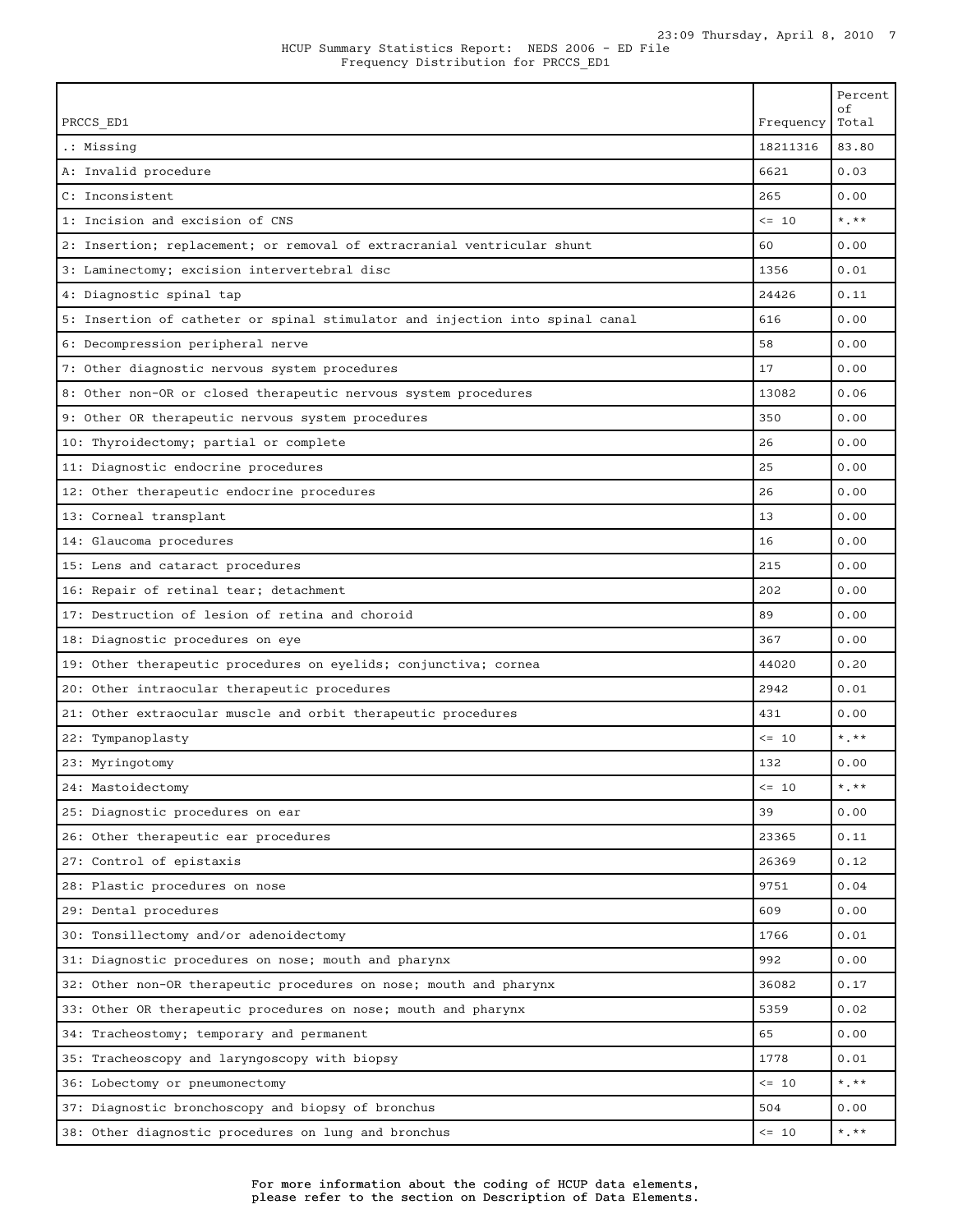HCUP Summary Statistics Report: NEDS 2006 - ED File
Frequency Distribution for PRCCS_ED1

| PRCCS_ED1 | Frequency | Percent of Total |
|---|---|---|
| .: Missing | 18211316 | 83.80 |
| A: Invalid procedure | 6621 | 0.03 |
| C: Inconsistent | 265 | 0.00 |
| 1: Incision and excision of CNS | <= 10 | *.** |
| 2: Insertion; replacement; or removal of extracranial ventricular shunt | 60 | 0.00 |
| 3: Laminectomy; excision intervertebral disc | 1356 | 0.01 |
| 4: Diagnostic spinal tap | 24426 | 0.11 |
| 5: Insertion of catheter or spinal stimulator and injection into spinal canal | 616 | 0.00 |
| 6: Decompression peripheral nerve | 58 | 0.00 |
| 7: Other diagnostic nervous system procedures | 17 | 0.00 |
| 8: Other non-OR or closed therapeutic nervous system procedures | 13082 | 0.06 |
| 9: Other OR therapeutic nervous system procedures | 350 | 0.00 |
| 10: Thyroidectomy; partial or complete | 26 | 0.00 |
| 11: Diagnostic endocrine procedures | 25 | 0.00 |
| 12: Other therapeutic endocrine procedures | 26 | 0.00 |
| 13: Corneal transplant | 13 | 0.00 |
| 14: Glaucoma procedures | 16 | 0.00 |
| 15: Lens and cataract procedures | 215 | 0.00 |
| 16: Repair of retinal tear; detachment | 202 | 0.00 |
| 17: Destruction of lesion of retina and choroid | 89 | 0.00 |
| 18: Diagnostic procedures on eye | 367 | 0.00 |
| 19: Other therapeutic procedures on eyelids; conjunctiva; cornea | 44020 | 0.20 |
| 20: Other intraocular therapeutic procedures | 2942 | 0.01 |
| 21: Other extraocular muscle and orbit therapeutic procedures | 431 | 0.00 |
| 22: Tympanoplasty | <= 10 | *.** |
| 23: Myringotomy | 132 | 0.00 |
| 24: Mastoidectomy | <= 10 | *.** |
| 25: Diagnostic procedures on ear | 39 | 0.00 |
| 26: Other therapeutic ear procedures | 23365 | 0.11 |
| 27: Control of epistaxis | 26369 | 0.12 |
| 28: Plastic procedures on nose | 9751 | 0.04 |
| 29: Dental procedures | 609 | 0.00 |
| 30: Tonsillectomy and/or adenoidectomy | 1766 | 0.01 |
| 31: Diagnostic procedures on nose; mouth and pharynx | 992 | 0.00 |
| 32: Other non-OR therapeutic procedures on nose; mouth and pharynx | 36082 | 0.17 |
| 33: Other OR therapeutic procedures on nose; mouth and pharynx | 5359 | 0.02 |
| 34: Tracheostomy; temporary and permanent | 65 | 0.00 |
| 35: Tracheoscopy and laryngoscopy with biopsy | 1778 | 0.01 |
| 36: Lobectomy or pneumonectomy | <= 10 | *.** |
| 37: Diagnostic bronchoscopy and biopsy of bronchus | 504 | 0.00 |
| 38: Other diagnostic procedures on lung and bronchus | <= 10 | *.** |

For more information about the coding of HCUP data elements, please refer to the section on Description of Data Elements.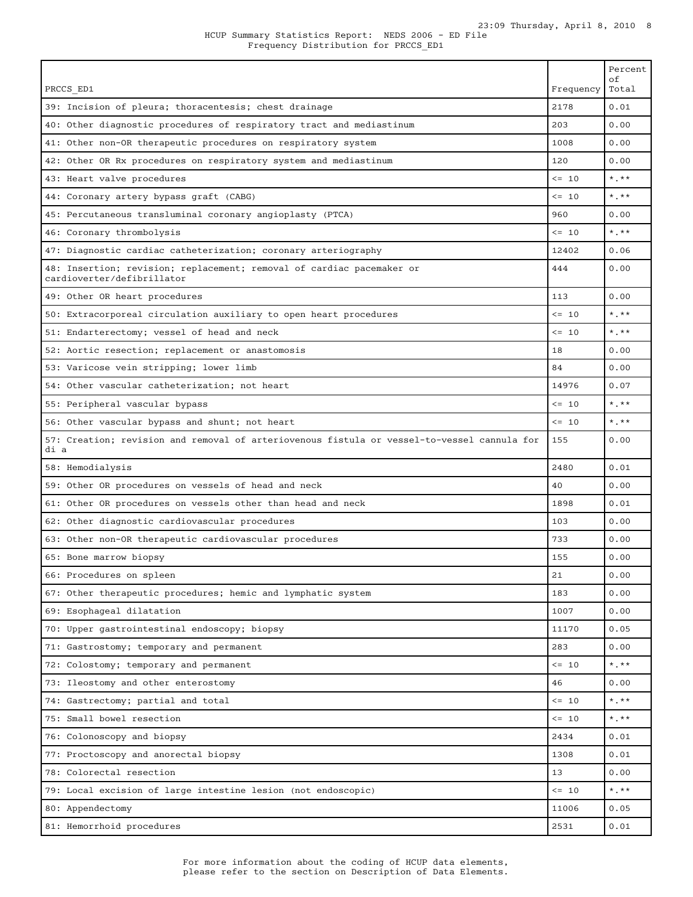HCUP Summary Statistics Report: NEDS 2006 - ED File
Frequency Distribution for PRCCS_ED1

| PRCCS_ED1 | Frequency | Percent of Total |
|---|---|---|
| 39: Incision of pleura; thoracentesis; chest drainage | 2178 | 0.01 |
| 40: Other diagnostic procedures of respiratory tract and mediastinum | 203 | 0.00 |
| 41: Other non-OR therapeutic procedures on respiratory system | 1008 | 0.00 |
| 42: Other OR Rx procedures on respiratory system and mediastinum | 120 | 0.00 |
| 43: Heart valve procedures | <= 10 | *.** |
| 44: Coronary artery bypass graft (CABG) | <= 10 | *.** |
| 45: Percutaneous transluminal coronary angioplasty (PTCA) | 960 | 0.00 |
| 46: Coronary thrombolysis | <= 10 | *.** |
| 47: Diagnostic cardiac catheterization; coronary arteriography | 12402 | 0.06 |
| 48: Insertion; revision; replacement; removal of cardiac pacemaker or cardioverter/defibrillator | 444 | 0.00 |
| 49: Other OR heart procedures | 113 | 0.00 |
| 50: Extracorporeal circulation auxiliary to open heart procedures | <= 10 | *.** |
| 51: Endarterectomy; vessel of head and neck | <= 10 | *.** |
| 52: Aortic resection; replacement or anastomosis | 18 | 0.00 |
| 53: Varicose vein stripping; lower limb | 84 | 0.00 |
| 54: Other vascular catheterization; not heart | 14976 | 0.07 |
| 55: Peripheral vascular bypass | <= 10 | *.** |
| 56: Other vascular bypass and shunt; not heart | <= 10 | *.** |
| 57: Creation; revision and removal of arteriovenous fistula or vessel-to-vessel cannula for di a | 155 | 0.00 |
| 58: Hemodialysis | 2480 | 0.01 |
| 59: Other OR procedures on vessels of head and neck | 40 | 0.00 |
| 61: Other OR procedures on vessels other than head and neck | 1898 | 0.01 |
| 62: Other diagnostic cardiovascular procedures | 103 | 0.00 |
| 63: Other non-OR therapeutic cardiovascular procedures | 733 | 0.00 |
| 65: Bone marrow biopsy | 155 | 0.00 |
| 66: Procedures on spleen | 21 | 0.00 |
| 67: Other therapeutic procedures; hemic and lymphatic system | 183 | 0.00 |
| 69: Esophageal dilatation | 1007 | 0.00 |
| 70: Upper gastrointestinal endoscopy; biopsy | 11170 | 0.05 |
| 71: Gastrostomy; temporary and permanent | 283 | 0.00 |
| 72: Colostomy; temporary and permanent | <= 10 | *.** |
| 73: Ileostomy and other enterostomy | 46 | 0.00 |
| 74: Gastrectomy; partial and total | <= 10 | *.** |
| 75: Small bowel resection | <= 10 | *.** |
| 76: Colonoscopy and biopsy | 2434 | 0.01 |
| 77: Proctoscopy and anorectal biopsy | 1308 | 0.01 |
| 78: Colorectal resection | 13 | 0.00 |
| 79: Local excision of large intestine lesion (not endoscopic) | <= 10 | *.** |
| 80: Appendectomy | 11006 | 0.05 |
| 81: Hemorrhoid procedures | 2531 | 0.01 |

For more information about the coding of HCUP data elements, please refer to the section on Description of Data Elements.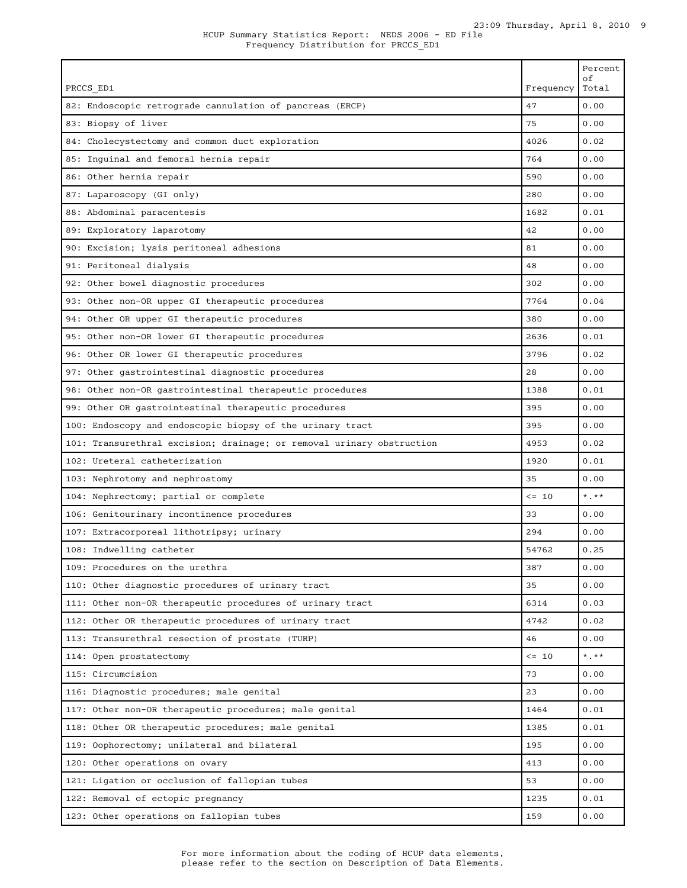HCUP Summary Statistics Report: NEDS 2006 - ED File
Frequency Distribution for PRCCS_ED1

| PRCCS_ED1 | Frequency | Percent of Total |
|---|---|---|
| 82: Endoscopic retrograde cannulation of pancreas (ERCP) | 47 | 0.00 |
| 83: Biopsy of liver | 75 | 0.00 |
| 84: Cholecystectomy and common duct exploration | 4026 | 0.02 |
| 85: Inguinal and femoral hernia repair | 764 | 0.00 |
| 86: Other hernia repair | 590 | 0.00 |
| 87: Laparoscopy (GI only) | 280 | 0.00 |
| 88: Abdominal paracentesis | 1682 | 0.01 |
| 89: Exploratory laparotomy | 42 | 0.00 |
| 90: Excision; lysis peritoneal adhesions | 81 | 0.00 |
| 91: Peritoneal dialysis | 48 | 0.00 |
| 92: Other bowel diagnostic procedures | 302 | 0.00 |
| 93: Other non-OR upper GI therapeutic procedures | 7764 | 0.04 |
| 94: Other OR upper GI therapeutic procedures | 380 | 0.00 |
| 95: Other non-OR lower GI therapeutic procedures | 2636 | 0.01 |
| 96: Other OR lower GI therapeutic procedures | 3796 | 0.02 |
| 97: Other gastrointestinal diagnostic procedures | 28 | 0.00 |
| 98: Other non-OR gastrointestinal therapeutic procedures | 1388 | 0.01 |
| 99: Other OR gastrointestinal therapeutic procedures | 395 | 0.00 |
| 100: Endoscopy and endoscopic biopsy of the urinary tract | 395 | 0.00 |
| 101: Transurethral excision; drainage; or removal urinary obstruction | 4953 | 0.02 |
| 102: Ureteral catheterization | 1920 | 0.01 |
| 103: Nephrotomy and nephrostomy | 35 | 0.00 |
| 104: Nephrectomy; partial or complete | <= 10 | *.** |
| 106: Genitourinary incontinence procedures | 33 | 0.00 |
| 107: Extracorporeal lithotripsy; urinary | 294 | 0.00 |
| 108: Indwelling catheter | 54762 | 0.25 |
| 109: Procedures on the urethra | 387 | 0.00 |
| 110: Other diagnostic procedures of urinary tract | 35 | 0.00 |
| 111: Other non-OR therapeutic procedures of urinary tract | 6314 | 0.03 |
| 112: Other OR therapeutic procedures of urinary tract | 4742 | 0.02 |
| 113: Transurethral resection of prostate (TURP) | 46 | 0.00 |
| 114: Open prostatectomy | <= 10 | *.** |
| 115: Circumcision | 73 | 0.00 |
| 116: Diagnostic procedures; male genital | 23 | 0.00 |
| 117: Other non-OR therapeutic procedures; male genital | 1464 | 0.01 |
| 118: Other OR therapeutic procedures; male genital | 1385 | 0.01 |
| 119: Oophorectomy; unilateral and bilateral | 195 | 0.00 |
| 120: Other operations on ovary | 413 | 0.00 |
| 121: Ligation or occlusion of fallopian tubes | 53 | 0.00 |
| 122: Removal of ectopic pregnancy | 1235 | 0.01 |
| 123: Other operations on fallopian tubes | 159 | 0.00 |

For more information about the coding of HCUP data elements, please refer to the section on Description of Data Elements.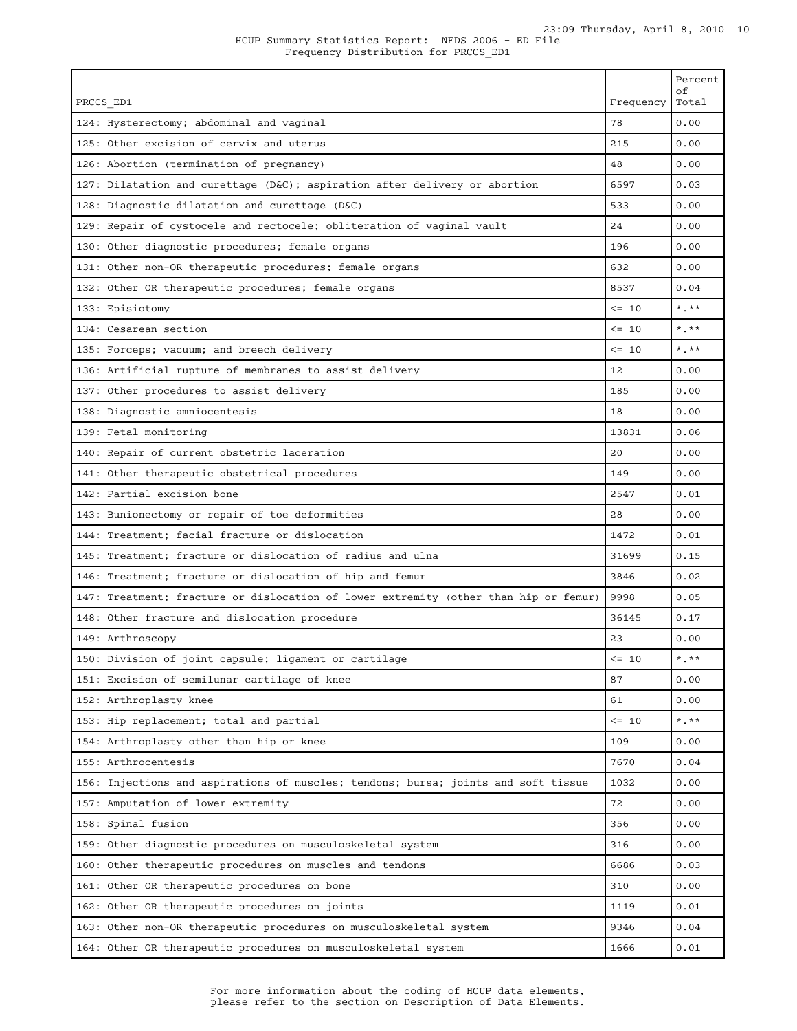HCUP Summary Statistics Report: NEDS 2006 - ED File
Frequency Distribution for PRCCS_ED1

| PRCCS_ED1 | Frequency | Percent of Total |
|---|---|---|
| 124: Hysterectomy; abdominal and vaginal | 78 | 0.00 |
| 125: Other excision of cervix and uterus | 215 | 0.00 |
| 126: Abortion (termination of pregnancy) | 48 | 0.00 |
| 127: Dilatation and curettage (D&C); aspiration after delivery or abortion | 6597 | 0.03 |
| 128: Diagnostic dilatation and curettage (D&C) | 533 | 0.00 |
| 129: Repair of cystocele and rectocele; obliteration of vaginal vault | 24 | 0.00 |
| 130: Other diagnostic procedures; female organs | 196 | 0.00 |
| 131: Other non-OR therapeutic procedures; female organs | 632 | 0.00 |
| 132: Other OR therapeutic procedures; female organs | 8537 | 0.04 |
| 133: Episiotomy | <= 10 | *.** |
| 134: Cesarean section | <= 10 | *.** |
| 135: Forceps; vacuum; and breech delivery | <= 10 | *.** |
| 136: Artificial rupture of membranes to assist delivery | 12 | 0.00 |
| 137: Other procedures to assist delivery | 185 | 0.00 |
| 138: Diagnostic amniocentesis | 18 | 0.00 |
| 139: Fetal monitoring | 13831 | 0.06 |
| 140: Repair of current obstetric laceration | 20 | 0.00 |
| 141: Other therapeutic obstetrical procedures | 149 | 0.00 |
| 142: Partial excision bone | 2547 | 0.01 |
| 143: Bunionectomy or repair of toe deformities | 28 | 0.00 |
| 144: Treatment; facial fracture or dislocation | 1472 | 0.01 |
| 145: Treatment; fracture or dislocation of radius and ulna | 31699 | 0.15 |
| 146: Treatment; fracture or dislocation of hip and femur | 3846 | 0.02 |
| 147: Treatment; fracture or dislocation of lower extremity (other than hip or femur) | 9998 | 0.05 |
| 148: Other fracture and dislocation procedure | 36145 | 0.17 |
| 149: Arthroscopy | 23 | 0.00 |
| 150: Division of joint capsule; ligament or cartilage | <= 10 | *.** |
| 151: Excision of semilunar cartilage of knee | 87 | 0.00 |
| 152: Arthroplasty knee | 61 | 0.00 |
| 153: Hip replacement; total and partial | <= 10 | *.** |
| 154: Arthroplasty other than hip or knee | 109 | 0.00 |
| 155: Arthrocentesis | 7670 | 0.04 |
| 156: Injections and aspirations of muscles; tendons; bursa; joints and soft tissue | 1032 | 0.00 |
| 157: Amputation of lower extremity | 72 | 0.00 |
| 158: Spinal fusion | 356 | 0.00 |
| 159: Other diagnostic procedures on musculoskeletal system | 316 | 0.00 |
| 160: Other therapeutic procedures on muscles and tendons | 6686 | 0.03 |
| 161: Other OR therapeutic procedures on bone | 310 | 0.00 |
| 162: Other OR therapeutic procedures on joints | 1119 | 0.01 |
| 163: Other non-OR therapeutic procedures on musculoskeletal system | 9346 | 0.04 |
| 164: Other OR therapeutic procedures on musculoskeletal system | 1666 | 0.01 |

For more information about the coding of HCUP data elements, please refer to the section on Description of Data Elements.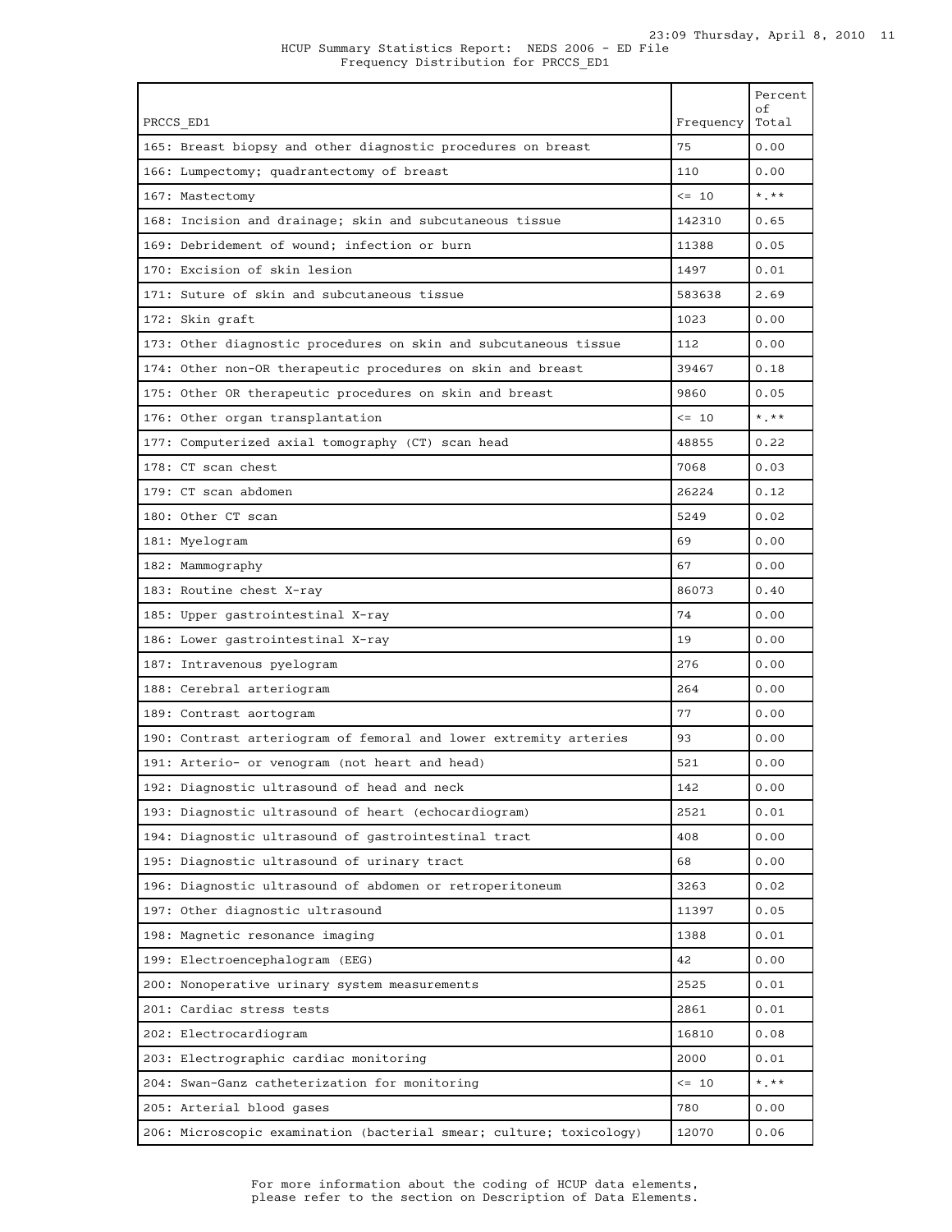HCUP Summary Statistics Report: NEDS 2006 - ED File
Frequency Distribution for PRCCS_ED1

| PRCCS_ED1 | Frequency | Percent of Total |
|---|---|---|
| 165: Breast biopsy and other diagnostic procedures on breast | 75 | 0.00 |
| 166: Lumpectomy; quadrantectomy of breast | 110 | 0.00 |
| 167: Mastectomy | <= 10 | *.** |
| 168: Incision and drainage; skin and subcutaneous tissue | 142310 | 0.65 |
| 169: Debridement of wound; infection or burn | 11388 | 0.05 |
| 170: Excision of skin lesion | 1497 | 0.01 |
| 171: Suture of skin and subcutaneous tissue | 583638 | 2.69 |
| 172: Skin graft | 1023 | 0.00 |
| 173: Other diagnostic procedures on skin and subcutaneous tissue | 112 | 0.00 |
| 174: Other non-OR therapeutic procedures on skin and breast | 39467 | 0.18 |
| 175: Other OR therapeutic procedures on skin and breast | 9860 | 0.05 |
| 176: Other organ transplantation | <= 10 | *.** |
| 177: Computerized axial tomography (CT) scan head | 48855 | 0.22 |
| 178: CT scan chest | 7068 | 0.03 |
| 179: CT scan abdomen | 26224 | 0.12 |
| 180: Other CT scan | 5249 | 0.02 |
| 181: Myelogram | 69 | 0.00 |
| 182: Mammography | 67 | 0.00 |
| 183: Routine chest X-ray | 86073 | 0.40 |
| 185: Upper gastrointestinal X-ray | 74 | 0.00 |
| 186: Lower gastrointestinal X-ray | 19 | 0.00 |
| 187: Intravenous pyelogram | 276 | 0.00 |
| 188: Cerebral arteriogram | 264 | 0.00 |
| 189: Contrast aortogram | 77 | 0.00 |
| 190: Contrast arteriogram of femoral and lower extremity arteries | 93 | 0.00 |
| 191: Arterio- or venogram (not heart and head) | 521 | 0.00 |
| 192: Diagnostic ultrasound of head and neck | 142 | 0.00 |
| 193: Diagnostic ultrasound of heart (echocardiogram) | 2521 | 0.01 |
| 194: Diagnostic ultrasound of gastrointestinal tract | 408 | 0.00 |
| 195: Diagnostic ultrasound of urinary tract | 68 | 0.00 |
| 196: Diagnostic ultrasound of abdomen or retroperitoneum | 3263 | 0.02 |
| 197: Other diagnostic ultrasound | 11397 | 0.05 |
| 198: Magnetic resonance imaging | 1388 | 0.01 |
| 199: Electroencephalogram (EEG) | 42 | 0.00 |
| 200: Nonoperative urinary system measurements | 2525 | 0.01 |
| 201: Cardiac stress tests | 2861 | 0.01 |
| 202: Electrocardiogram | 16810 | 0.08 |
| 203: Electrographic cardiac monitoring | 2000 | 0.01 |
| 204: Swan-Ganz catheterization for monitoring | <= 10 | *.** |
| 205: Arterial blood gases | 780 | 0.00 |
| 206: Microscopic examination (bacterial smear; culture; toxicology) | 12070 | 0.06 |

For more information about the coding of HCUP data elements, please refer to the section on Description of Data Elements.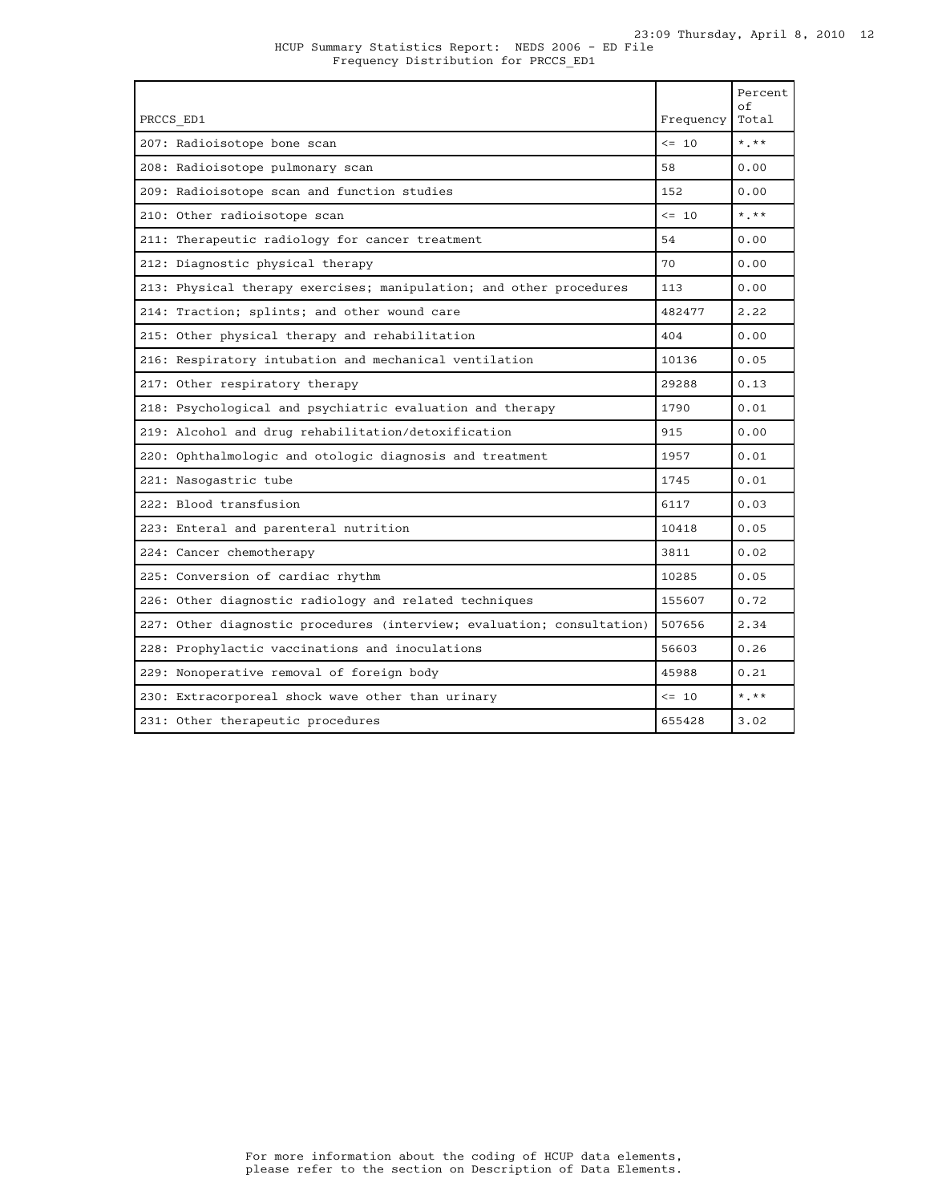HCUP Summary Statistics Report: NEDS 2006 - ED File
Frequency Distribution for PRCCS_ED1

| PRCCS_ED1 | Frequency | Percent of Total |
| --- | --- | --- |
| 207: Radioisotope bone scan | <= 10 | *.** |
| 208: Radioisotope pulmonary scan | 58 | 0.00 |
| 209: Radioisotope scan and function studies | 152 | 0.00 |
| 210: Other radioisotope scan | <= 10 | *.** |
| 211: Therapeutic radiology for cancer treatment | 54 | 0.00 |
| 212: Diagnostic physical therapy | 70 | 0.00 |
| 213: Physical therapy exercises; manipulation; and other procedures | 113 | 0.00 |
| 214: Traction; splints; and other wound care | 482477 | 2.22 |
| 215: Other physical therapy and rehabilitation | 404 | 0.00 |
| 216: Respiratory intubation and mechanical ventilation | 10136 | 0.05 |
| 217: Other respiratory therapy | 29288 | 0.13 |
| 218: Psychological and psychiatric evaluation and therapy | 1790 | 0.01 |
| 219: Alcohol and drug rehabilitation/detoxification | 915 | 0.00 |
| 220: Ophthalmologic and otologic diagnosis and treatment | 1957 | 0.01 |
| 221: Nasogastric tube | 1745 | 0.01 |
| 222: Blood transfusion | 6117 | 0.03 |
| 223: Enteral and parenteral nutrition | 10418 | 0.05 |
| 224: Cancer chemotherapy | 3811 | 0.02 |
| 225: Conversion of cardiac rhythm | 10285 | 0.05 |
| 226: Other diagnostic radiology and related techniques | 155607 | 0.72 |
| 227: Other diagnostic procedures (interview; evaluation; consultation) | 507656 | 2.34 |
| 228: Prophylactic vaccinations and inoculations | 56603 | 0.26 |
| 229: Nonoperative removal of foreign body | 45988 | 0.21 |
| 230: Extracorporeal shock wave other than urinary | <= 10 | *.** |
| 231: Other therapeutic procedures | 655428 | 3.02 |

For more information about the coding of HCUP data elements, please refer to the section on Description of Data Elements.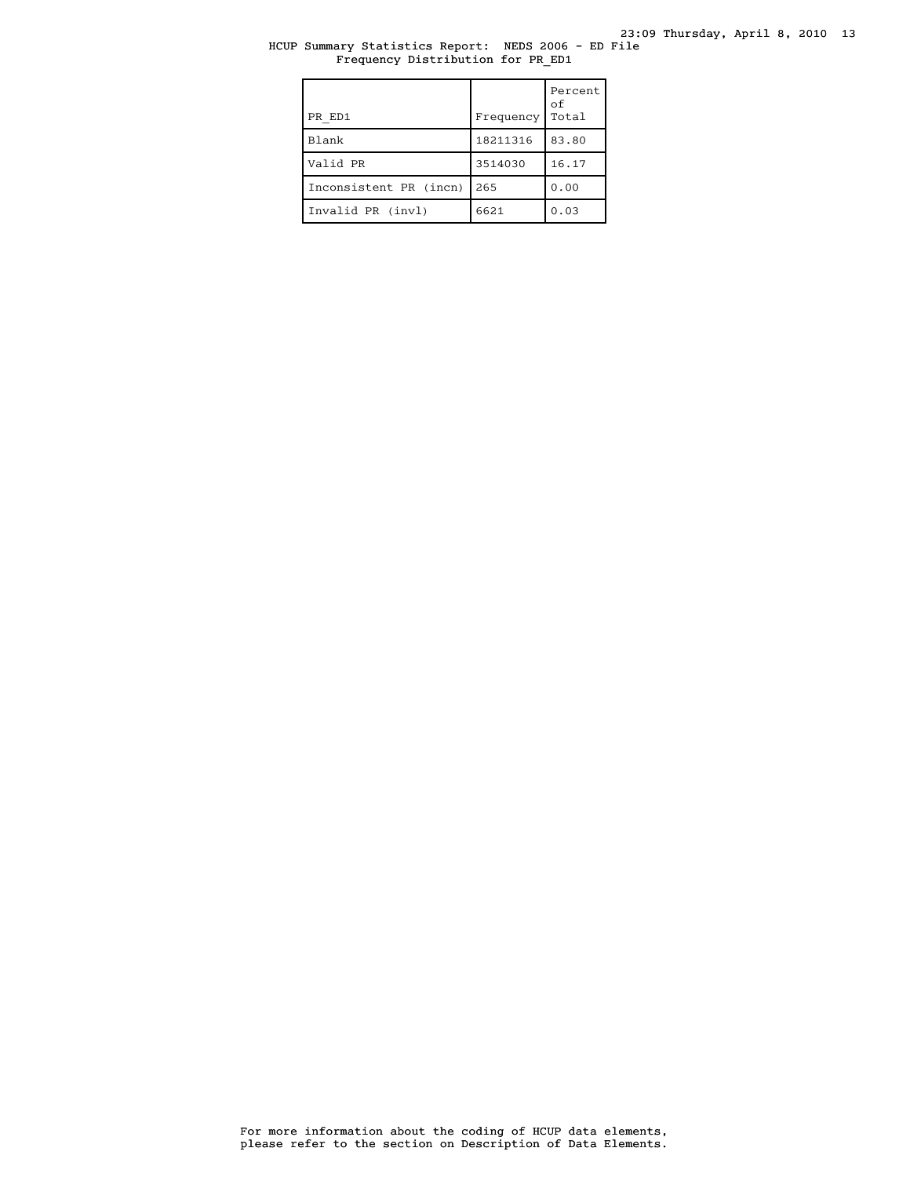HCUP Summary Statistics Report: NEDS 2006 - ED File
Frequency Distribution for PR_ED1

| PR_ED1 | Frequency | Percent of Total |
|---|---|---|
| Blank | 18211316 | 83.80 |
| Valid PR | 3514030 | 16.17 |
| Inconsistent PR (incn) | 265 | 0.00 |
| Invalid PR (invl) | 6621 | 0.03 |

For more information about the coding of HCUP data elements, please refer to the section on Description of Data Elements.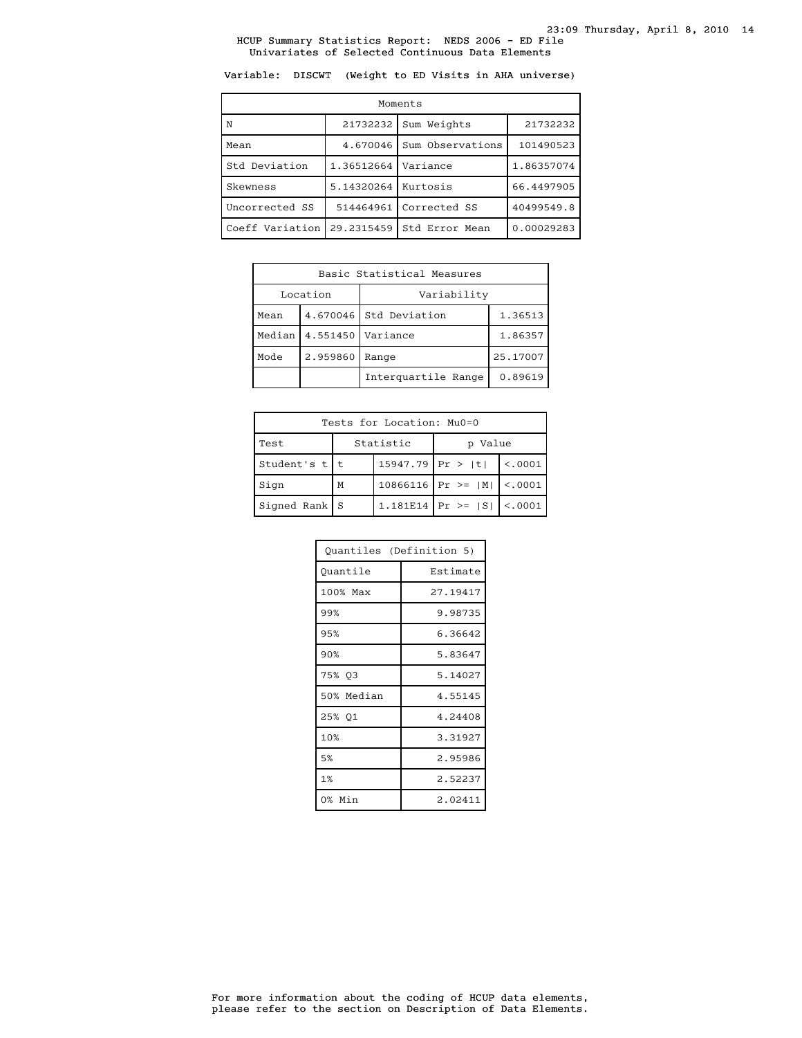HCUP Summary Statistics Report: NEDS 2006 - ED File
Univariates of Selected Continuous Data Elements

Variable: DISCWT (Weight to ED Visits in AHA universe)

| Moments | | | |
|---|---|---|---|
| N | 21732232 | Sum Weights | 21732232 |
| Mean | 4.670046 | Sum Observations | 101490523 |
| Std Deviation | 1.36512664 | Variance | 1.86357074 |
| Skewness | 5.14320264 | Kurtosis | 66.4497905 |
| Uncorrected SS | 514464961 | Corrected SS | 40499549.8 |
| Coeff Variation | 29.2315459 | Std Error Mean | 0.00029283 |

| Basic Statistical Measures | | | |
|---|---|---|---|
| Location | | Variability | |
| Mean | 4.670046 | Std Deviation | 1.36513 |
| Median | 4.551450 | Variance | 1.86357 |
| Mode | 2.959860 | Range | 25.17007 |
| | | Interquartile Range | 0.89619 |

| Tests for Location: Mu0=0 | | | | |
|---|---|---|---|---|
| Test | Statistic | | p Value | |
| Student's t | t | 15947.79 | Pr > \|t\| | <.0001 |
| Sign | M | 10866116 | Pr >= \|M\| | <.0001 |
| Signed Rank | S | 1.181E14 | Pr >= \|S\| | <.0001 |

| Quantiles (Definition 5) | |
|---|---|
| Quantile | Estimate |
| 100% Max | 27.19417 |
| 99% | 9.98735 |
| 95% | 6.36642 |
| 90% | 5.83647 |
| 75% Q3 | 5.14027 |
| 50% Median | 4.55145 |
| 25% Q1 | 4.24408 |
| 10% | 3.31927 |
| 5% | 2.95986 |
| 1% | 2.52237 |
| 0% Min | 2.02411 |

For more information about the coding of HCUP data elements, please refer to the section on Description of Data Elements.